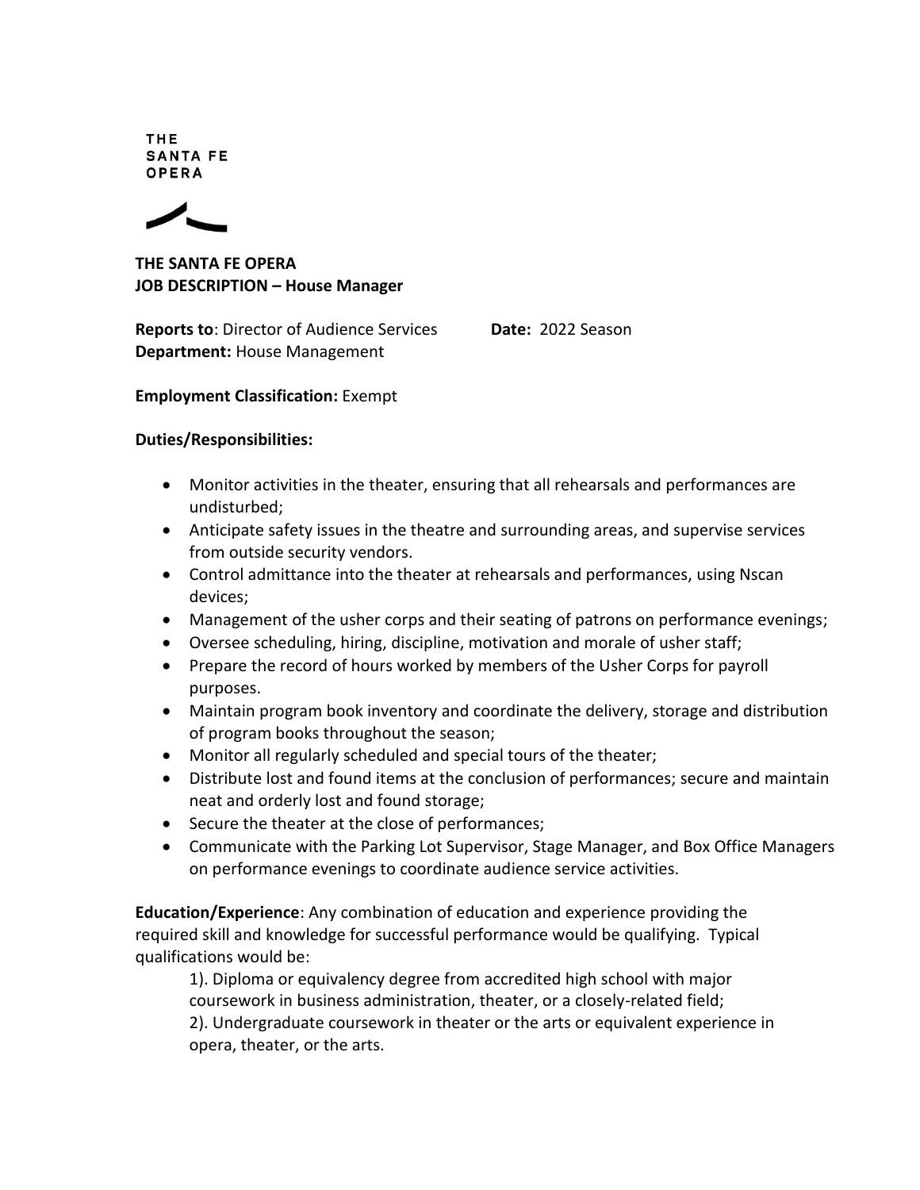THE
SANTA FE
OPERA

**THE SANTA FE OPERA**
**JOB DESCRIPTION – House Manager**

**Reports to**: Director of Audience Services **Date:** 2022 Season
**Department:** House Management

**Employment Classification:** Exempt

**Duties/Responsibilities:**

- Monitor activities in the theater, ensuring that all rehearsals and performances are undisturbed;
- Anticipate safety issues in the theatre and surrounding areas, and supervise services from outside security vendors.
- Control admittance into the theater at rehearsals and performances, using Nscan devices;
- Management of the usher corps and their seating of patrons on performance evenings;
- Oversee scheduling, hiring, discipline, motivation and morale of usher staff;
- Prepare the record of hours worked by members of the Usher Corps for payroll purposes.
- Maintain program book inventory and coordinate the delivery, storage and distribution of program books throughout the season;
- Monitor all regularly scheduled and special tours of the theater;
- Distribute lost and found items at the conclusion of performances; secure and maintain neat and orderly lost and found storage;
- Secure the theater at the close of performances;
- Communicate with the Parking Lot Supervisor, Stage Manager, and Box Office Managers on performance evenings to coordinate audience service activities.

**Education/Experience**: Any combination of education and experience providing the required skill and knowledge for successful performance would be qualifying. Typical qualifications would be:

1). Diploma or equivalency degree from accredited high school with major coursework in business administration, theater, or a closely-related field;
2). Undergraduate coursework in theater or the arts or equivalent experience in opera, theater, or the arts.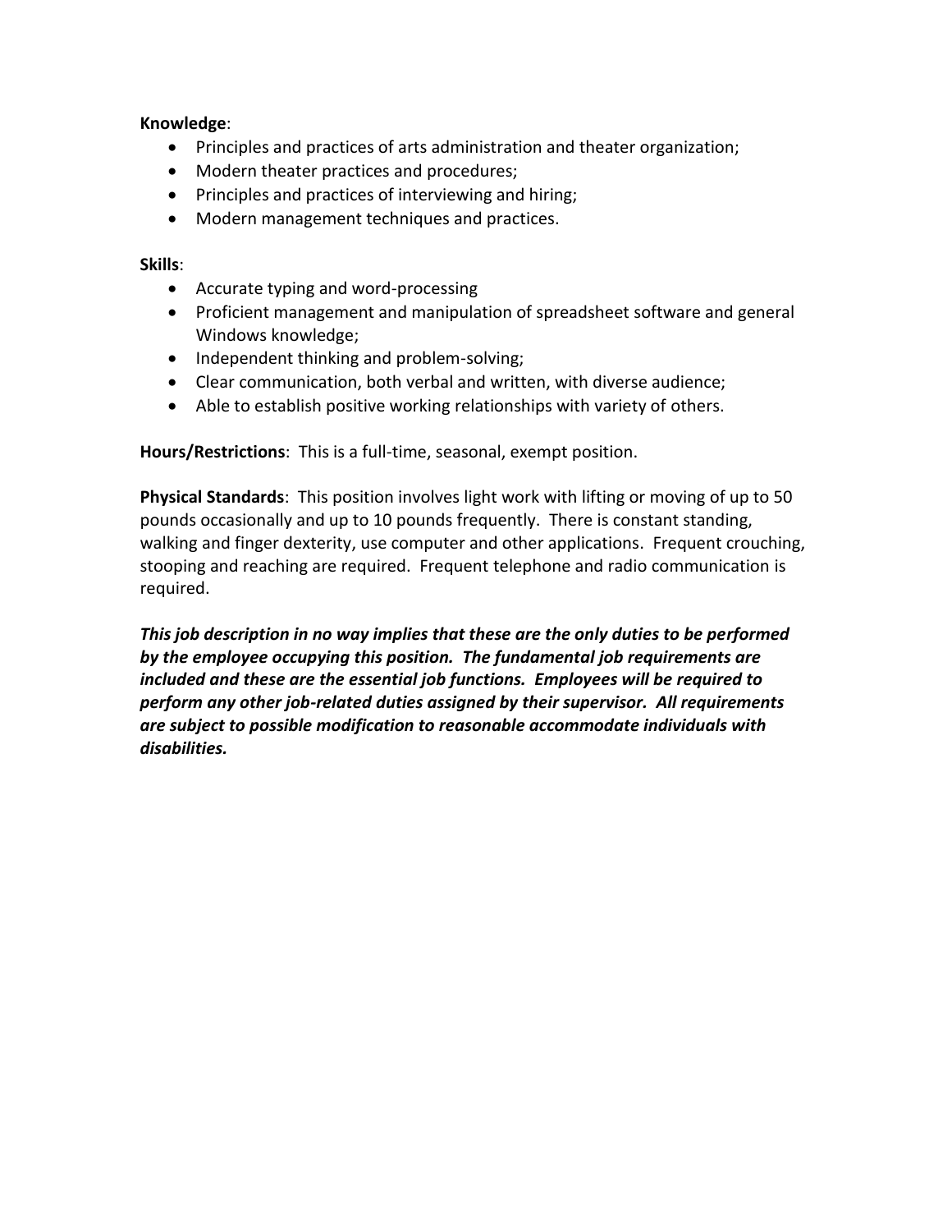**Knowledge**:

- Principles and practices of arts administration and theater organization;
- Modern theater practices and procedures;
- Principles and practices of interviewing and hiring;
- Modern management techniques and practices.

**Skills**:

- Accurate typing and word-processing
- Proficient management and manipulation of spreadsheet software and general Windows knowledge;
- Independent thinking and problem-solving;
- Clear communication, both verbal and written, with diverse audience;
- Able to establish positive working relationships with variety of others.

**Hours/Restrictions**: This is a full-time, seasonal, exempt position.

**Physical Standards**: This position involves light work with lifting or moving of up to 50 pounds occasionally and up to 10 pounds frequently. There is constant standing, walking and finger dexterity, use computer and other applications. Frequent crouching, stooping and reaching are required. Frequent telephone and radio communication is required.

***This job description in no way implies that these are the only duties to be performed by the employee occupying this position. The fundamental job requirements are included and these are the essential job functions. Employees will be required to perform any other job-related duties assigned by their supervisor. All requirements are subject to possible modification to reasonable accommodate individuals with disabilities.***